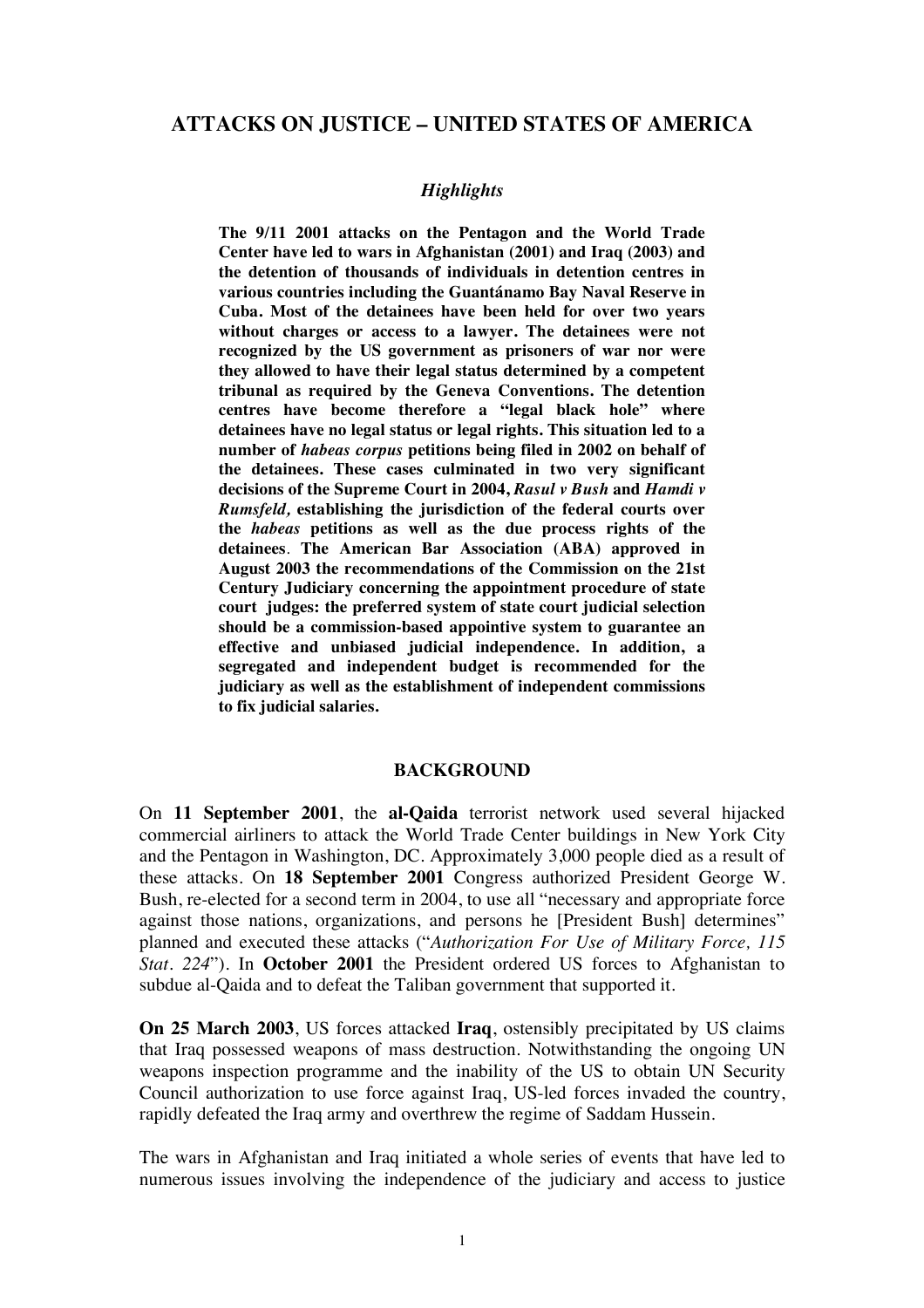# ATTACKS ON JUSTICE – UNITED STATES OF AMERICA

### *Highlights*

**The 9/11 2001 attacks on the Pentagon and the World Trade Center have led to wars in Afghanistan (2001) and Iraq (2003) and the detention of thousands of individuals in detention centres in various countries including the Guantánamo Bay Naval Reserve in Cuba. Most of the detainees have been held for over two years without charges or access to a lawyer. The detainees were not recognized by the US government as prisoners of war nor were they allowed to have their legal status determined by a competent tribunal as required by the Geneva Conventions. The detention centres have become therefore a "legal black hole" where detainees have no legal status or legal rights. This situation led to a number of *habeas corpus* petitions being filed in 2002 on behalf of the detainees. These cases culminated in two very significant decisions of the Supreme Court in 2004, *Rasul v Bush* and *Hamdi v Rumsfeld,* establishing the jurisdiction of the federal courts over the *habeas* petitions as well as the due process rights of the detainees**. **The American Bar Association (ABA) approved in August 2003 the recommendations of the Commission on the 21st Century Judiciary concerning the appointment procedure of state court judges: the preferred system of state court judicial selection should be a commission-based appointive system to guarantee an effective and unbiased judicial independence. In addition, a segregated and independent budget is recommended for the judiciary as well as the establishment of independent commissions to fix judicial salaries.**

## BACKGROUND

On **11 September 2001**, the **al-Qaida** terrorist network used several hijacked commercial airliners to attack the World Trade Center buildings in New York City and the Pentagon in Washington, DC. Approximately 3,000 people died as a result of these attacks. On **18 September 2001** Congress authorized President George W. Bush, re-elected for a second term in 2004, to use all "necessary and appropriate force against those nations, organizations, and persons he [President Bush] determines" planned and executed these attacks ("*Authorization For Use of Military Force, 115 Stat. 224*"). In **October 2001** the President ordered US forces to Afghanistan to subdue al-Qaida and to defeat the Taliban government that supported it.

**On 25 March 2003**, US forces attacked **Iraq**, ostensibly precipitated by US claims that Iraq possessed weapons of mass destruction. Notwithstanding the ongoing UN weapons inspection programme and the inability of the US to obtain UN Security Council authorization to use force against Iraq, US-led forces invaded the country, rapidly defeated the Iraq army and overthrew the regime of Saddam Hussein.

The wars in Afghanistan and Iraq initiated a whole series of events that have led to numerous issues involving the independence of the judiciary and access to justice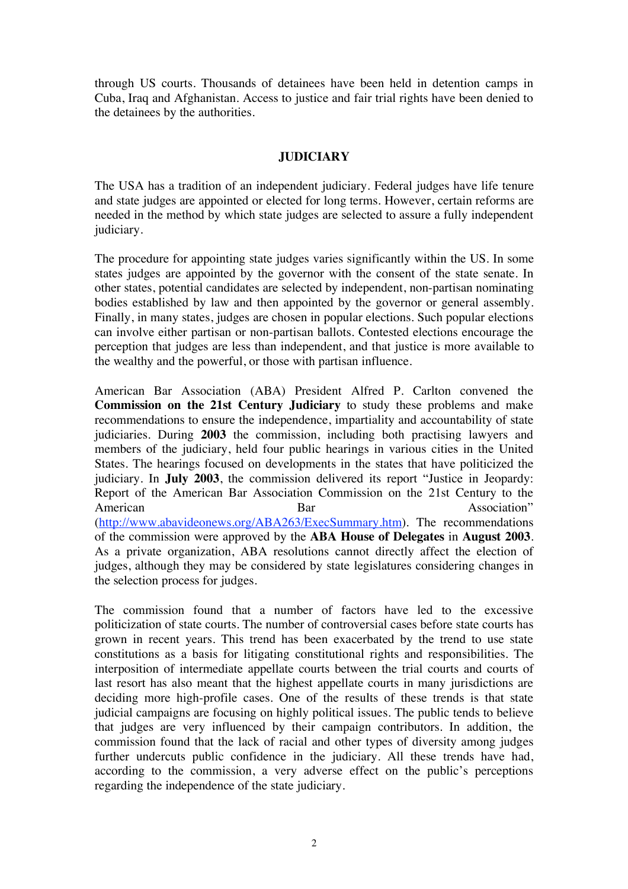through US courts. Thousands of detainees have been held in detention camps in Cuba, Iraq and Afghanistan. Access to justice and fair trial rights have been denied to the detainees by the authorities.

## JUDICIARY

The USA has a tradition of an independent judiciary. Federal judges have life tenure and state judges are appointed or elected for long terms. However, certain reforms are needed in the method by which state judges are selected to assure a fully independent judiciary.

The procedure for appointing state judges varies significantly within the US. In some states judges are appointed by the governor with the consent of the state senate. In other states, potential candidates are selected by independent, non-partisan nominating bodies established by law and then appointed by the governor or general assembly. Finally, in many states, judges are chosen in popular elections. Such popular elections can involve either partisan or non-partisan ballots. Contested elections encourage the perception that judges are less than independent, and that justice is more available to the wealthy and the powerful, or those with partisan influence.

American Bar Association (ABA) President Alfred P. Carlton convened the **Commission on the 21st Century Judiciary** to study these problems and make recommendations to ensure the independence, impartiality and accountability of state judiciaries. During **2003** the commission, including both practising lawyers and members of the judiciary, held four public hearings in various cities in the United States. The hearings focused on developments in the states that have politicized the judiciary. In **July 2003**, the commission delivered its report "Justice in Jeopardy: Report of the American Bar Association Commission on the 21st Century to the American Bar Association" (http://www.abavideonews.org/ABA263/ExecSummary.htm). The recommendations of the commission were approved by the **ABA House of Delegates** in **August 2003**. As a private organization, ABA resolutions cannot directly affect the election of judges, although they may be considered by state legislatures considering changes in the selection process for judges.

The commission found that a number of factors have led to the excessive politicization of state courts. The number of controversial cases before state courts has grown in recent years. This trend has been exacerbated by the trend to use state constitutions as a basis for litigating constitutional rights and responsibilities. The interposition of intermediate appellate courts between the trial courts and courts of last resort has also meant that the highest appellate courts in many jurisdictions are deciding more high-profile cases. One of the results of these trends is that state judicial campaigns are focusing on highly political issues. The public tends to believe that judges are very influenced by their campaign contributors. In addition, the commission found that the lack of racial and other types of diversity among judges further undercuts public confidence in the judiciary. All these trends have had, according to the commission, a very adverse effect on the public's perceptions regarding the independence of the state judiciary.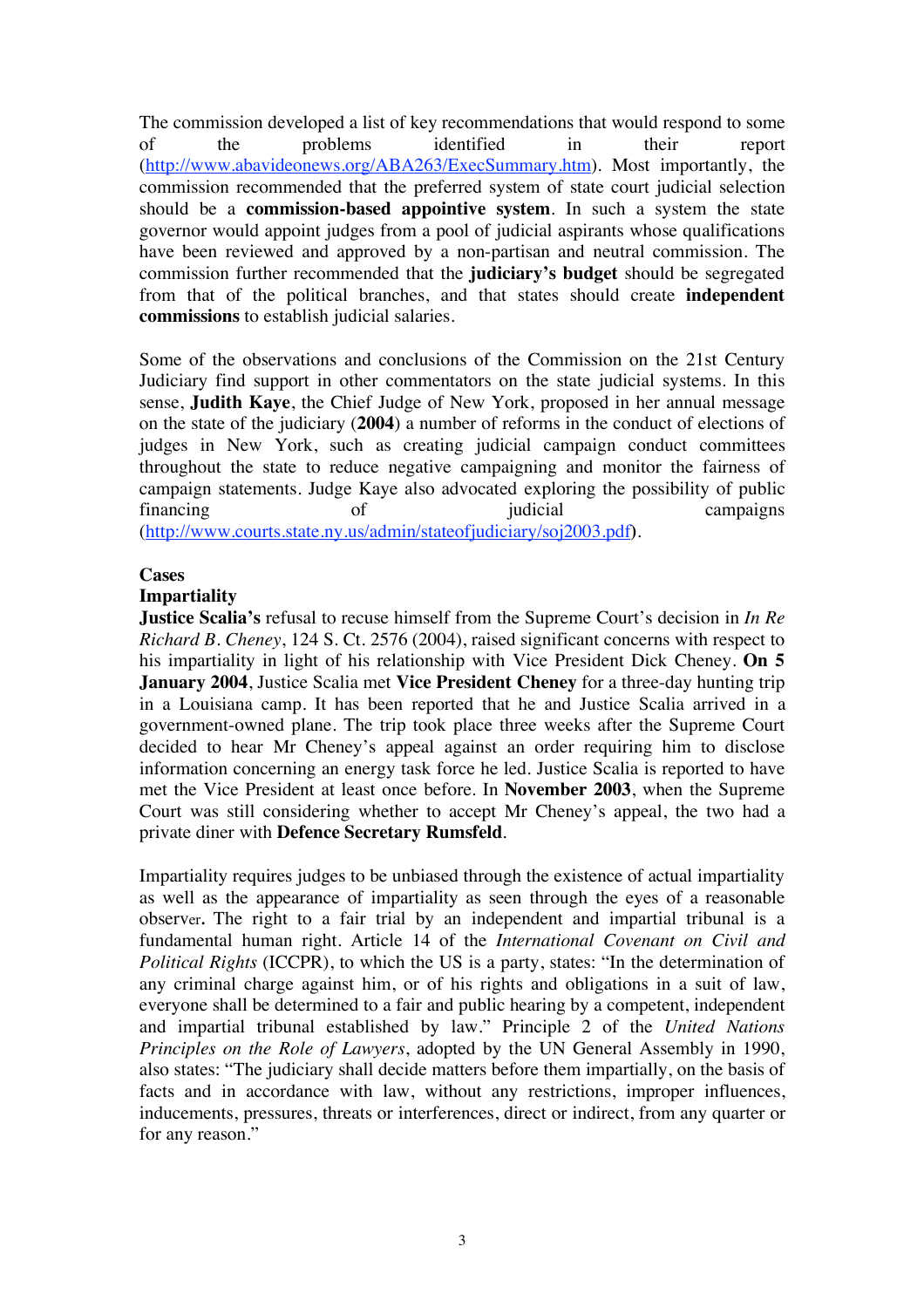The commission developed a list of key recommendations that would respond to some of the problems identified in their report (http://www.abavideonews.org/ABA263/ExecSummary.htm). Most importantly, the commission recommended that the preferred system of state court judicial selection should be a **commission-based appointive system**. In such a system the state governor would appoint judges from a pool of judicial aspirants whose qualifications have been reviewed and approved by a non-partisan and neutral commission. The commission further recommended that the **judiciary's budget** should be segregated from that of the political branches, and that states should create **independent commissions** to establish judicial salaries.

Some of the observations and conclusions of the Commission on the 21st Century Judiciary find support in other commentators on the state judicial systems. In this sense, **Judith Kaye**, the Chief Judge of New York, proposed in her annual message on the state of the judiciary (**2004**) a number of reforms in the conduct of elections of judges in New York, such as creating judicial campaign conduct committees throughout the state to reduce negative campaigning and monitor the fairness of campaign statements. Judge Kaye also advocated exploring the possibility of public financing of judicial campaigns (http://www.courts.state.ny.us/admin/stateofjudiciary/soj2003.pdf).

**Cases**

**Impartiality**

**Justice Scalia's** refusal to recuse himself from the Supreme Court's decision in *In Re Richard B. Cheney*, 124 S. Ct. 2576 (2004), raised significant concerns with respect to his impartiality in light of his relationship with Vice President Dick Cheney. **On 5 January 2004**, Justice Scalia met **Vice President Cheney** for a three-day hunting trip in a Louisiana camp. It has been reported that he and Justice Scalia arrived in a government-owned plane. The trip took place three weeks after the Supreme Court decided to hear Mr Cheney's appeal against an order requiring him to disclose information concerning an energy task force he led. Justice Scalia is reported to have met the Vice President at least once before. In **November 2003**, when the Supreme Court was still considering whether to accept Mr Cheney's appeal, the two had a private diner with **Defence Secretary Rumsfeld**.

Impartiality requires judges to be unbiased through the existence of actual impartiality as well as the appearance of impartiality as seen through the eyes of a reasonable observer. The right to a fair trial by an independent and impartial tribunal is a fundamental human right. Article 14 of the *International Covenant on Civil and Political Rights* (ICCPR), to which the US is a party, states: "In the determination of any criminal charge against him, or of his rights and obligations in a suit of law, everyone shall be determined to a fair and public hearing by a competent, independent and impartial tribunal established by law." Principle 2 of the *United Nations Principles on the Role of Lawyers*, adopted by the UN General Assembly in 1990, also states: "The judiciary shall decide matters before them impartially, on the basis of facts and in accordance with law, without any restrictions, improper influences, inducements, pressures, threats or interferences, direct or indirect, from any quarter or for any reason."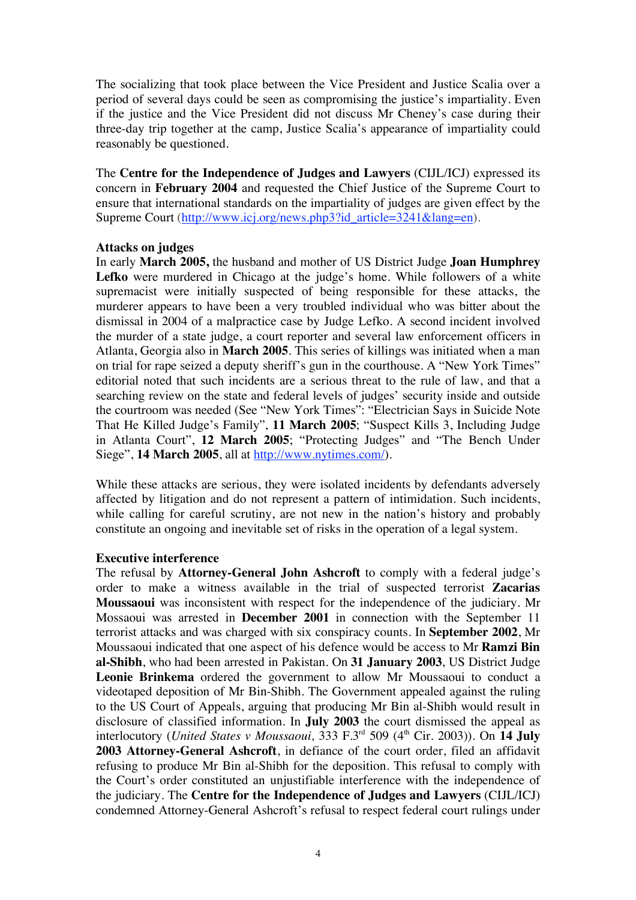The socializing that took place between the Vice President and Justice Scalia over a period of several days could be seen as compromising the justice's impartiality. Even if the justice and the Vice President did not discuss Mr Cheney's case during their three-day trip together at the camp, Justice Scalia's appearance of impartiality could reasonably be questioned.

The **Centre for the Independence of Judges and Lawyers** (CIJL/ICJ) expressed its concern in **February 2004** and requested the Chief Justice of the Supreme Court to ensure that international standards on the impartiality of judges are given effect by the Supreme Court (http://www.icj.org/news.php3?id_article=3241&lang=en).

**Attacks on judges**

In early **March 2005,** the husband and mother of US District Judge **Joan Humphrey Lefko** were murdered in Chicago at the judge's home. While followers of a white supremacist were initially suspected of being responsible for these attacks, the murderer appears to have been a very troubled individual who was bitter about the dismissal in 2004 of a malpractice case by Judge Lefko. A second incident involved the murder of a state judge, a court reporter and several law enforcement officers in Atlanta, Georgia also in **March 2005**. This series of killings was initiated when a man on trial for rape seized a deputy sheriff's gun in the courthouse. A "New York Times" editorial noted that such incidents are a serious threat to the rule of law, and that a searching review on the state and federal levels of judges' security inside and outside the courtroom was needed (See "New York Times": "Electrician Says in Suicide Note That He Killed Judge's Family", **11 March 2005**; "Suspect Kills 3, Including Judge in Atlanta Court", **12 March 2005**; "Protecting Judges" and "The Bench Under Siege", **14 March 2005**, all at http://www.nytimes.com/).

While these attacks are serious, they were isolated incidents by defendants adversely affected by litigation and do not represent a pattern of intimidation. Such incidents, while calling for careful scrutiny, are not new in the nation's history and probably constitute an ongoing and inevitable set of risks in the operation of a legal system.

**Executive interference**

The refusal by **Attorney-General John Ashcroft** to comply with a federal judge's order to make a witness available in the trial of suspected terrorist **Zacarias Moussaoui** was inconsistent with respect for the independence of the judiciary. Mr Mossaoui was arrested in **December 2001** in connection with the September 11 terrorist attacks and was charged with six conspiracy counts. In **September 2002**, Mr Moussaoui indicated that one aspect of his defence would be access to Mr **Ramzi Bin al-Shibh**, who had been arrested in Pakistan. On **31 January 2003**, US District Judge **Leonie Brinkema** ordered the government to allow Mr Moussaoui to conduct a videotaped deposition of Mr Bin-Shibh. The Government appealed against the ruling to the US Court of Appeals, arguing that producing Mr Bin al-Shibh would result in disclosure of classified information. In **July 2003** the court dismissed the appeal as interlocutory (*United States v Moussaoui,* 333 F.3rd 509 (4th Cir. 2003)). On **14 July 2003 Attorney-General Ashcroft**, in defiance of the court order, filed an affidavit refusing to produce Mr Bin al-Shibh for the deposition. This refusal to comply with the Court's order constituted an unjustifiable interference with the independence of the judiciary. The **Centre for the Independence of Judges and Lawyers** (CIJL/ICJ) condemned Attorney-General Ashcroft's refusal to respect federal court rulings under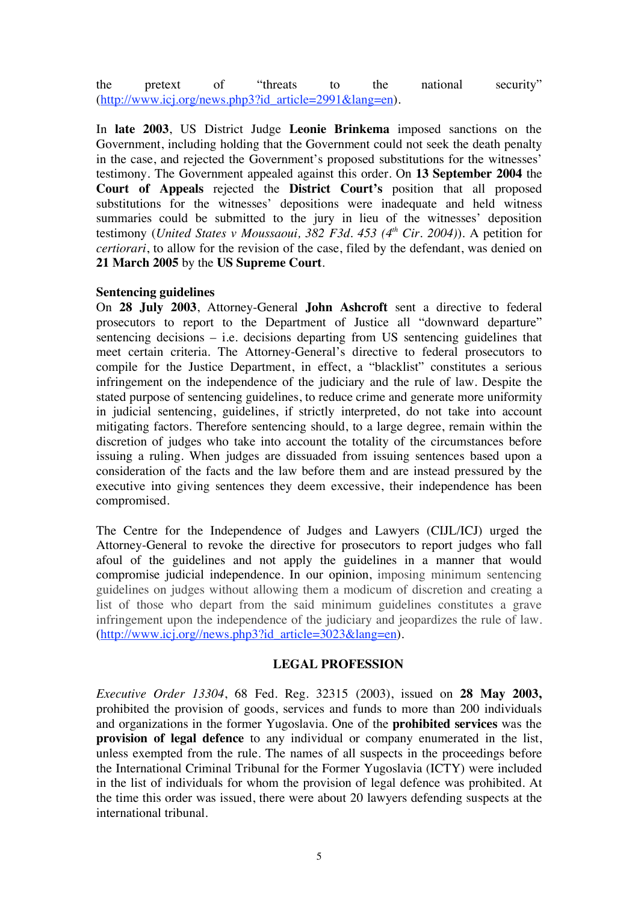the pretext of "threats to the national security" (http://www.icj.org/news.php3?id_article=2991&lang=en).

In **late 2003**, US District Judge **Leonie Brinkema** imposed sanctions on the Government, including holding that the Government could not seek the death penalty in the case, and rejected the Government's proposed substitutions for the witnesses' testimony. The Government appealed against this order. On **13 September 2004** the **Court of Appeals** rejected the **District Court's** position that all proposed substitutions for the witnesses' depositions were inadequate and held witness summaries could be submitted to the jury in lieu of the witnesses' deposition testimony (*United States v Moussaoui, 382 F3d. 453 (4th Cir. 2004)*). A petition for *certiorari*, to allow for the revision of the case, filed by the defendant, was denied on **21 March 2005** by the **US Supreme Court**.

**Sentencing guidelines**

On **28 July 2003**, Attorney-General **John Ashcroft** sent a directive to federal prosecutors to report to the Department of Justice all "downward departure" sentencing decisions – i.e. decisions departing from US sentencing guidelines that meet certain criteria. The Attorney-General's directive to federal prosecutors to compile for the Justice Department, in effect, a "blacklist" constitutes a serious infringement on the independence of the judiciary and the rule of law. Despite the stated purpose of sentencing guidelines, to reduce crime and generate more uniformity in judicial sentencing, guidelines, if strictly interpreted, do not take into account mitigating factors. Therefore sentencing should, to a large degree, remain within the discretion of judges who take into account the totality of the circumstances before issuing a ruling. When judges are dissuaded from issuing sentences based upon a consideration of the facts and the law before them and are instead pressured by the executive into giving sentences they deem excessive, their independence has been compromised.

The Centre for the Independence of Judges and Lawyers (CIJL/ICJ) urged the Attorney-General to revoke the directive for prosecutors to report judges who fall afoul of the guidelines and not apply the guidelines in a manner that would compromise judicial independence. In our opinion, imposing minimum sentencing guidelines on judges without allowing them a modicum of discretion and creating a list of those who depart from the said minimum guidelines constitutes a grave infringement upon the independence of the judiciary and jeopardizes the rule of law. (http://www.icj.org//news.php3?id_article=3023&lang=en).

## LEGAL PROFESSION

*Executive Order 13304*, 68 Fed. Reg. 32315 (2003), issued on **28 May 2003,** prohibited the provision of goods, services and funds to more than 200 individuals and organizations in the former Yugoslavia. One of the **prohibited services** was the **provision of legal defence** to any individual or company enumerated in the list, unless exempted from the rule. The names of all suspects in the proceedings before the International Criminal Tribunal for the Former Yugoslavia (ICTY) were included in the list of individuals for whom the provision of legal defence was prohibited. At the time this order was issued, there were about 20 lawyers defending suspects at the international tribunal.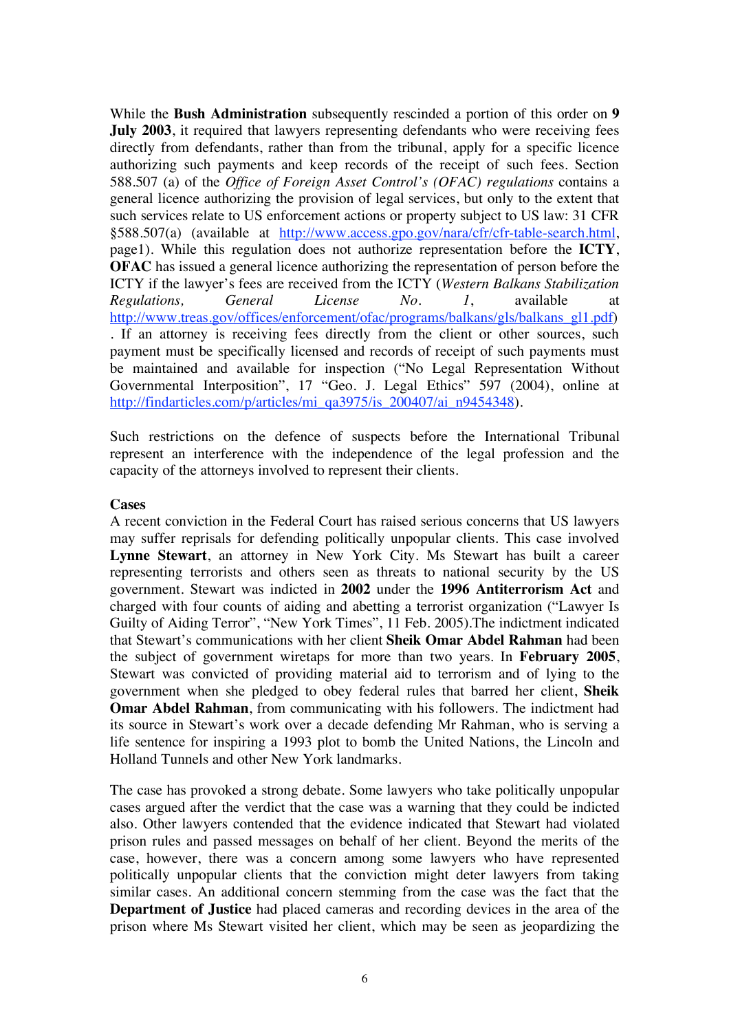While the **Bush Administration** subsequently rescinded a portion of this order on **9 July 2003**, it required that lawyers representing defendants who were receiving fees directly from defendants, rather than from the tribunal, apply for a specific licence authorizing such payments and keep records of the receipt of such fees. Section 588.507 (a) of the *Office of Foreign Asset Control's (OFAC) regulations* contains a general licence authorizing the provision of legal services, but only to the extent that such services relate to US enforcement actions or property subject to US law: 31 CFR §588.507(a) (available at http://www.access.gpo.gov/nara/cfr/cfr-table-search.html, page1). While this regulation does not authorize representation before the **ICTY**, **OFAC** has issued a general licence authorizing the representation of person before the ICTY if the lawyer's fees are received from the ICTY (*Western Balkans Stabilization Regulations, General License No. 1*, available at http://www.treas.gov/offices/enforcement/ofac/programs/balkans/gls/balkans_gl1.pdf) . If an attorney is receiving fees directly from the client or other sources, such payment must be specifically licensed and records of receipt of such payments must be maintained and available for inspection ("No Legal Representation Without Governmental Interposition", 17 "Geo. J. Legal Ethics" 597 (2004), online at http://findarticles.com/p/articles/mi_qa3975/is_200407/ai_n9454348).

Such restrictions on the defence of suspects before the International Tribunal represent an interference with the independence of the legal profession and the capacity of the attorneys involved to represent their clients.

**Cases**

A recent conviction in the Federal Court has raised serious concerns that US lawyers may suffer reprisals for defending politically unpopular clients. This case involved **Lynne Stewart**, an attorney in New York City. Ms Stewart has built a career representing terrorists and others seen as threats to national security by the US government. Stewart was indicted in **2002** under the **1996 Antiterrorism Act** and charged with four counts of aiding and abetting a terrorist organization ("Lawyer Is Guilty of Aiding Terror", "New York Times", 11 Feb. 2005).The indictment indicated that Stewart's communications with her client **Sheik Omar Abdel Rahman** had been the subject of government wiretaps for more than two years. In **February 2005**, Stewart was convicted of providing material aid to terrorism and of lying to the government when she pledged to obey federal rules that barred her client, **Sheik Omar Abdel Rahman**, from communicating with his followers. The indictment had its source in Stewart's work over a decade defending Mr Rahman, who is serving a life sentence for inspiring a 1993 plot to bomb the United Nations, the Lincoln and Holland Tunnels and other New York landmarks.

The case has provoked a strong debate. Some lawyers who take politically unpopular cases argued after the verdict that the case was a warning that they could be indicted also. Other lawyers contended that the evidence indicated that Stewart had violated prison rules and passed messages on behalf of her client. Beyond the merits of the case, however, there was a concern among some lawyers who have represented politically unpopular clients that the conviction might deter lawyers from taking similar cases. An additional concern stemming from the case was the fact that the **Department of Justice** had placed cameras and recording devices in the area of the prison where Ms Stewart visited her client, which may be seen as jeopardizing the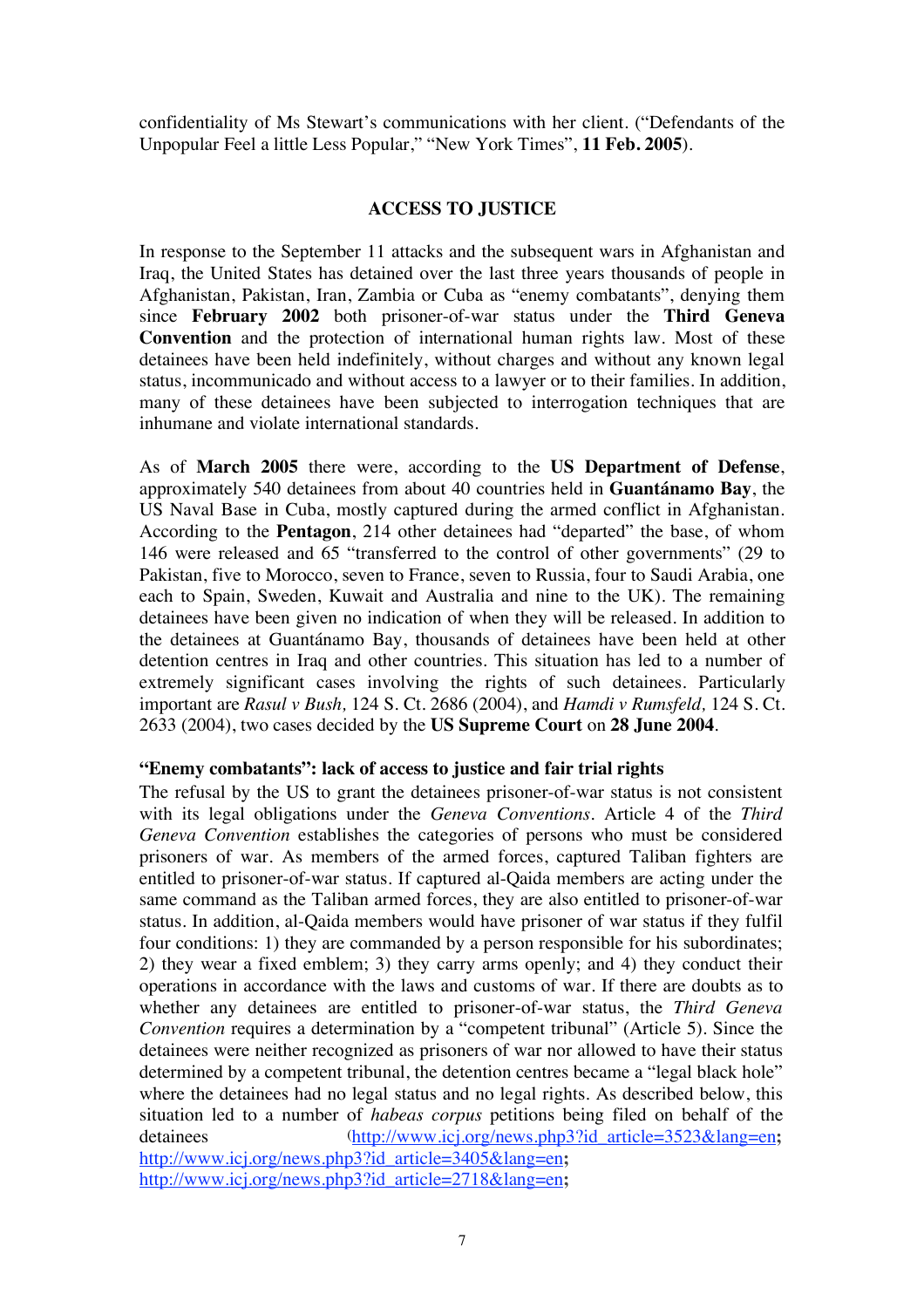confidentiality of Ms Stewart's communications with her client. ("Defendants of the Unpopular Feel a little Less Popular," "New York Times", **11 Feb. 2005**).

## ACCESS TO JUSTICE

In response to the September 11 attacks and the subsequent wars in Afghanistan and Iraq, the United States has detained over the last three years thousands of people in Afghanistan, Pakistan, Iran, Zambia or Cuba as "enemy combatants", denying them since **February 2002** both prisoner-of-war status under the **Third Geneva Convention** and the protection of international human rights law. Most of these detainees have been held indefinitely, without charges and without any known legal status, incommunicado and without access to a lawyer or to their families. In addition, many of these detainees have been subjected to interrogation techniques that are inhumane and violate international standards.

As of **March 2005** there were, according to the **US Department of Defense**, approximately 540 detainees from about 40 countries held in **Guantánamo Bay**, the US Naval Base in Cuba, mostly captured during the armed conflict in Afghanistan. According to the **Pentagon**, 214 other detainees had "departed" the base, of whom 146 were released and 65 "transferred to the control of other governments" (29 to Pakistan, five to Morocco, seven to France, seven to Russia, four to Saudi Arabia, one each to Spain, Sweden, Kuwait and Australia and nine to the UK). The remaining detainees have been given no indication of when they will be released. In addition to the detainees at Guantánamo Bay, thousands of detainees have been held at other detention centres in Iraq and other countries. This situation has led to a number of extremely significant cases involving the rights of such detainees. Particularly important are *Rasul v Bush,* 124 S. Ct. 2686 (2004), and *Hamdi v Rumsfeld,* 124 S. Ct. 2633 (2004), two cases decided by the **US Supreme Court** on **28 June 2004**.

### "Enemy combatants": lack of access to justice and fair trial rights

The refusal by the US to grant the detainees prisoner-of-war status is not consistent with its legal obligations under the *Geneva Conventions*. Article 4 of the *Third Geneva Convention* establishes the categories of persons who must be considered prisoners of war. As members of the armed forces, captured Taliban fighters are entitled to prisoner-of-war status. If captured al-Qaida members are acting under the same command as the Taliban armed forces, they are also entitled to prisoner-of-war status. In addition, al-Qaida members would have prisoner of war status if they fulfil four conditions: 1) they are commanded by a person responsible for his subordinates; 2) they wear a fixed emblem; 3) they carry arms openly; and 4) they conduct their operations in accordance with the laws and customs of war. If there are doubts as to whether any detainees are entitled to prisoner-of-war status, the *Third Geneva Convention* requires a determination by a "competent tribunal" (Article 5). Since the detainees were neither recognized as prisoners of war nor allowed to have their status determined by a competent tribunal, the detention centres became a "legal black hole" where the detainees had no legal status and no legal rights. As described below, this situation led to a number of *habeas corpus* petitions being filed on behalf of the detainees (http://www.icj.org/news.php3?id_article=3523&lang=en; http://www.icj.org/news.php3?id_article=3405&lang=en; http://www.icj.org/news.php3?id_article=2718&lang=en;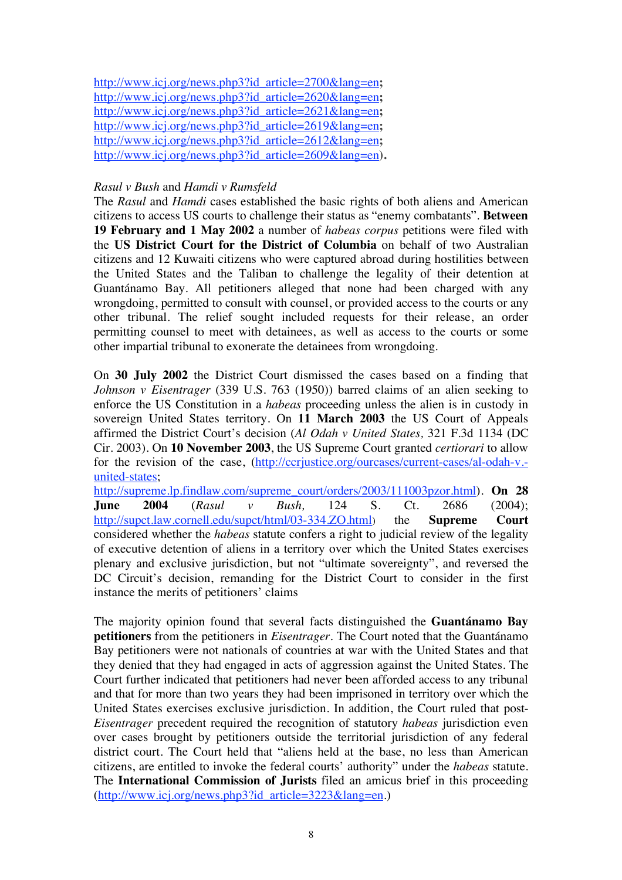http://www.icj.org/news.php3?id_article=2700&lang=en;
http://www.icj.org/news.php3?id_article=2620&lang=en;
http://www.icj.org/news.php3?id_article=2621&lang=en;
http://www.icj.org/news.php3?id_article=2619&lang=en;
http://www.icj.org/news.php3?id_article=2612&lang=en;
http://www.icj.org/news.php3?id_article=2609&lang=en).

*Rasul v Bush* and *Hamdi v Rumsfeld*

The *Rasul* and *Hamdi* cases established the basic rights of both aliens and American citizens to access US courts to challenge their status as "enemy combatants". **Between 19 February and 1 May 2002** a number of *habeas corpus* petitions were filed with the **US District Court for the District of Columbia** on behalf of two Australian citizens and 12 Kuwaiti citizens who were captured abroad during hostilities between the United States and the Taliban to challenge the legality of their detention at Guantánamo Bay. All petitioners alleged that none had been charged with any wrongdoing, permitted to consult with counsel, or provided access to the courts or any other tribunal. The relief sought included requests for their release, an order permitting counsel to meet with detainees, as well as access to the courts or some other impartial tribunal to exonerate the detainees from wrongdoing.

On **30 July 2002** the District Court dismissed the cases based on a finding that *Johnson v Eisentrager* (339 U.S. 763 (1950)) barred claims of an alien seeking to enforce the US Constitution in a *habeas* proceeding unless the alien is in custody in sovereign United States territory. On **11 March 2003** the US Court of Appeals affirmed the District Court's decision (*Al Odah v United States,* 321 F.3d 1134 (DC Cir. 2003). On **10 November 2003**, the US Supreme Court granted *certiorari* to allow for the revision of the case, (http://ccrjustice.org/ourcases/current-cases/al-odah-v.-united-states;
http://supreme.lp.findlaw.com/supreme_court/orders/2003/111003pzor.html). **On 28 June 2004** (*Rasul v Bush,* 124 S. Ct. 2686 (2004); http://supct.law.cornell.edu/supct/html/03-334.ZO.html) the **Supreme Court** considered whether the *habeas* statute confers a right to judicial review of the legality of executive detention of aliens in a territory over which the United States exercises plenary and exclusive jurisdiction, but not "ultimate sovereignty", and reversed the DC Circuit's decision, remanding for the District Court to consider in the first instance the merits of petitioners' claims

The majority opinion found that several facts distinguished the **Guantánamo Bay petitioners** from the petitioners in *Eisentrager*. The Court noted that the Guantánamo Bay petitioners were not nationals of countries at war with the United States and that they denied that they had engaged in acts of aggression against the United States. The Court further indicated that petitioners had never been afforded access to any tribunal and that for more than two years they had been imprisoned in territory over which the United States exercises exclusive jurisdiction. In addition, the Court ruled that post-*Eisentrager* precedent required the recognition of statutory *habeas* jurisdiction even over cases brought by petitioners outside the territorial jurisdiction of any federal district court. The Court held that "aliens held at the base, no less than American citizens, are entitled to invoke the federal courts' authority" under the *habeas* statute. The **International Commission of Jurists** filed an amicus brief in this proceeding (http://www.icj.org/news.php3?id_article=3223&lang=en.)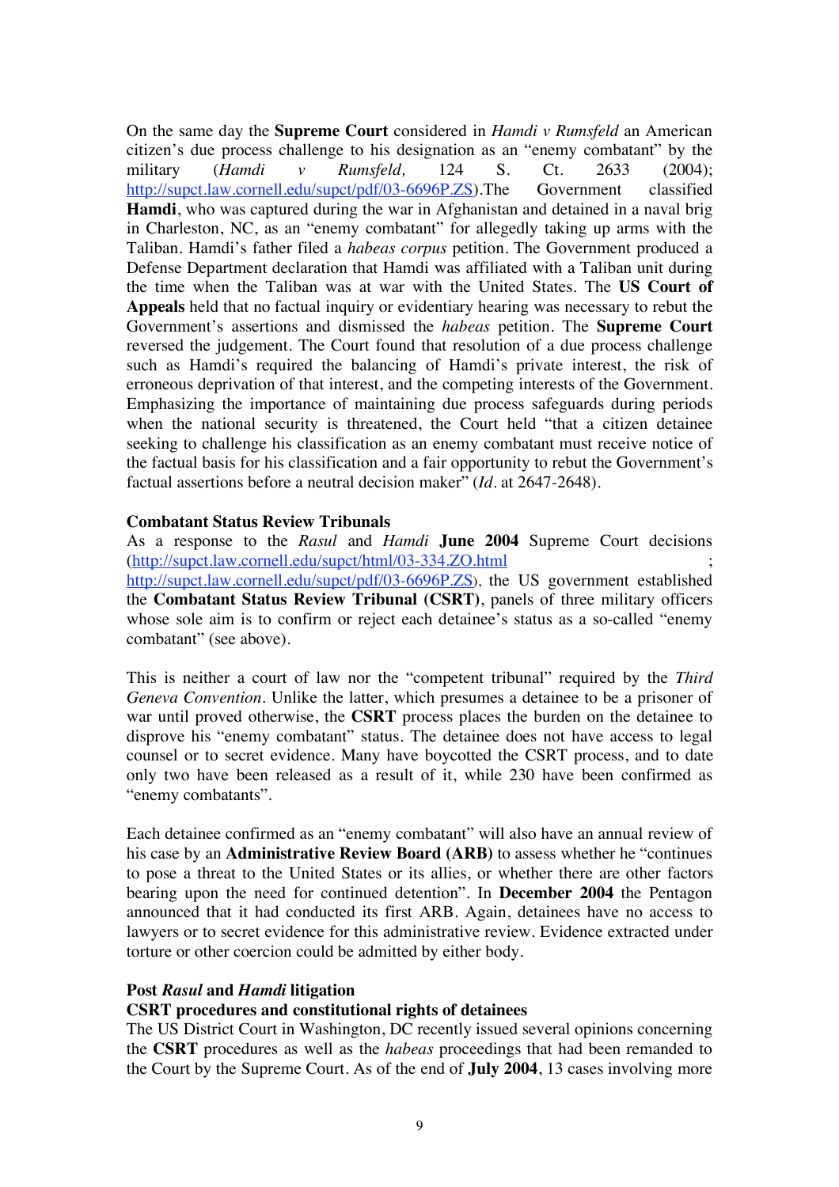On the same day the **Supreme Court** considered in *Hamdi v Rumsfeld* an American citizen's due process challenge to his designation as an "enemy combatant" by the military (*Hamdi v Rumsfeld,* 124 S. Ct. 2633 (2004); http://supct.law.cornell.edu/supct/pdf/03-6696P.ZS).The Government classified **Hamdi**, who was captured during the war in Afghanistan and detained in a naval brig in Charleston, NC, as an "enemy combatant" for allegedly taking up arms with the Taliban. Hamdi's father filed a *habeas corpus* petition. The Government produced a Defense Department declaration that Hamdi was affiliated with a Taliban unit during the time when the Taliban was at war with the United States. The **US Court of Appeals** held that no factual inquiry or evidentiary hearing was necessary to rebut the Government's assertions and dismissed the *habeas* petition. The **Supreme Court** reversed the judgement. The Court found that resolution of a due process challenge such as Hamdi's required the balancing of Hamdi's private interest, the risk of erroneous deprivation of that interest, and the competing interests of the Government. Emphasizing the importance of maintaining due process safeguards during periods when the national security is threatened, the Court held "that a citizen detainee seeking to challenge his classification as an enemy combatant must receive notice of the factual basis for his classification and a fair opportunity to rebut the Government's factual assertions before a neutral decision maker" (*Id.* at 2647-2648).

**Combatant Status Review Tribunals**

As a response to the *Rasul* and *Hamdi* **June 2004** Supreme Court decisions (http://supct.law.cornell.edu/supct/html/03-334.ZO.html ; http://supct.law.cornell.edu/supct/pdf/03-6696P.ZS), the US government established the **Combatant Status Review Tribunal (CSRT)**, panels of three military officers whose sole aim is to confirm or reject each detainee's status as a so-called "enemy combatant" (see above).

This is neither a court of law nor the "competent tribunal" required by the *Third Geneva Convention*. Unlike the latter, which presumes a detainee to be a prisoner of war until proved otherwise, the **CSRT** process places the burden on the detainee to disprove his "enemy combatant" status. The detainee does not have access to legal counsel or to secret evidence. Many have boycotted the CSRT process, and to date only two have been released as a result of it, while 230 have been confirmed as "enemy combatants".

Each detainee confirmed as an "enemy combatant" will also have an annual review of his case by an **Administrative Review Board (ARB)** to assess whether he "continues to pose a threat to the United States or its allies, or whether there are other factors bearing upon the need for continued detention". In **December 2004** the Pentagon announced that it had conducted its first ARB. Again, detainees have no access to lawyers or to secret evidence for this administrative review. Evidence extracted under torture or other coercion could be admitted by either body.

**Post *Rasul* and *Hamdi* litigation**

**CSRT procedures and constitutional rights of detainees**

The US District Court in Washington, DC recently issued several opinions concerning the **CSRT** procedures as well as the *habeas* proceedings that had been remanded to the Court by the Supreme Court. As of the end of **July 2004**, 13 cases involving more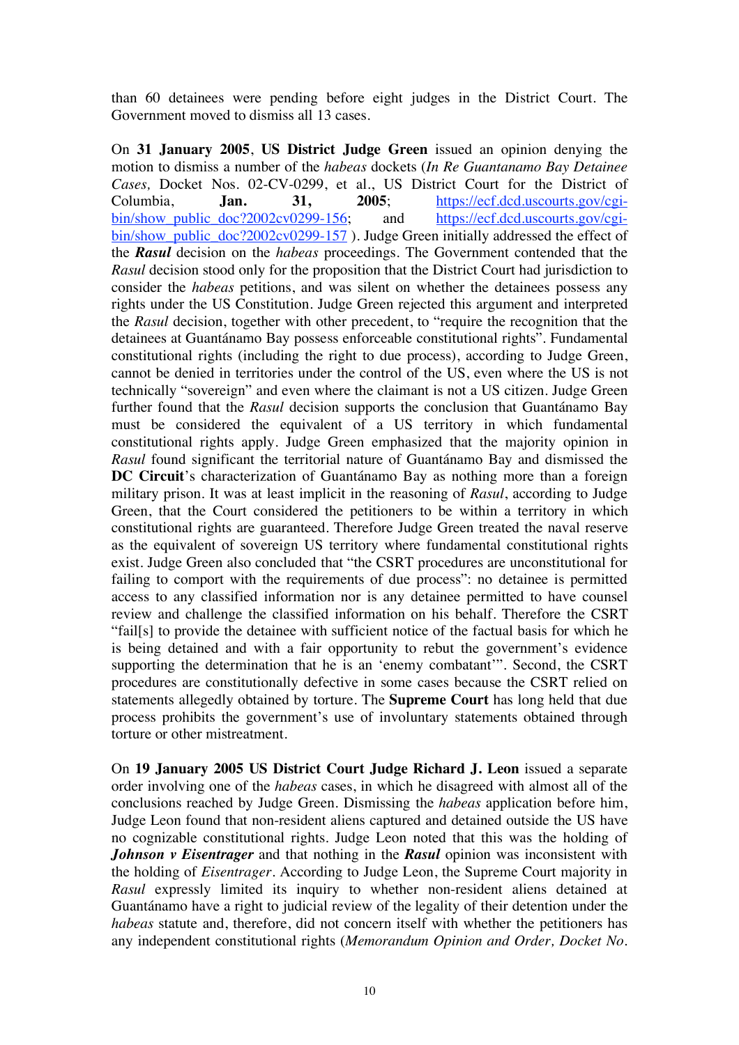than 60 detainees were pending before eight judges in the District Court. The Government moved to dismiss all 13 cases.

On **31 January 2005**, **US District Judge Green** issued an opinion denying the motion to dismiss a number of the *habeas* dockets (*In Re Guantanamo Bay Detainee Cases,* Docket Nos. 02-CV-0299, et al., US District Court for the District of Columbia, **Jan. 31, 2005**; https://ecf.dcd.uscourts.gov/cgi-bin/show_public_doc?2002cv0299-156; and https://ecf.dcd.uscourts.gov/cgi-bin/show_public_doc?2002cv0299-157 ). Judge Green initially addressed the effect of the ***Rasul*** decision on the *habeas* proceedings. The Government contended that the *Rasul* decision stood only for the proposition that the District Court had jurisdiction to consider the *habeas* petitions, and was silent on whether the detainees possess any rights under the US Constitution. Judge Green rejected this argument and interpreted the *Rasul* decision, together with other precedent, to "require the recognition that the detainees at Guantánamo Bay possess enforceable constitutional rights". Fundamental constitutional rights (including the right to due process), according to Judge Green, cannot be denied in territories under the control of the US, even where the US is not technically "sovereign" and even where the claimant is not a US citizen. Judge Green further found that the *Rasul* decision supports the conclusion that Guantánamo Bay must be considered the equivalent of a US territory in which fundamental constitutional rights apply. Judge Green emphasized that the majority opinion in *Rasul* found significant the territorial nature of Guantánamo Bay and dismissed the **DC Circuit**'s characterization of Guantánamo Bay as nothing more than a foreign military prison. It was at least implicit in the reasoning of *Rasul*, according to Judge Green, that the Court considered the petitioners to be within a territory in which constitutional rights are guaranteed. Therefore Judge Green treated the naval reserve as the equivalent of sovereign US territory where fundamental constitutional rights exist. Judge Green also concluded that "the CSRT procedures are unconstitutional for failing to comport with the requirements of due process": no detainee is permitted access to any classified information nor is any detainee permitted to have counsel review and challenge the classified information on his behalf. Therefore the CSRT "fail[s] to provide the detainee with sufficient notice of the factual basis for which he is being detained and with a fair opportunity to rebut the government's evidence supporting the determination that he is an 'enemy combatant'". Second, the CSRT procedures are constitutionally defective in some cases because the CSRT relied on statements allegedly obtained by torture. The **Supreme Court** has long held that due process prohibits the government's use of involuntary statements obtained through torture or other mistreatment.

On **19 January 2005 US District Court Judge Richard J. Leon** issued a separate order involving one of the *habeas* cases, in which he disagreed with almost all of the conclusions reached by Judge Green. Dismissing the *habeas* application before him, Judge Leon found that non-resident aliens captured and detained outside the US have no cognizable constitutional rights. Judge Leon noted that this was the holding of ***Johnson v Eisentrager*** and that nothing in the ***Rasul*** opinion was inconsistent with the holding of *Eisentrager*. According to Judge Leon, the Supreme Court majority in *Rasul* expressly limited its inquiry to whether non-resident aliens detained at Guantánamo have a right to judicial review of the legality of their detention under the *habeas* statute and, therefore, did not concern itself with whether the petitioners has any independent constitutional rights (*Memorandum Opinion and Order, Docket No.*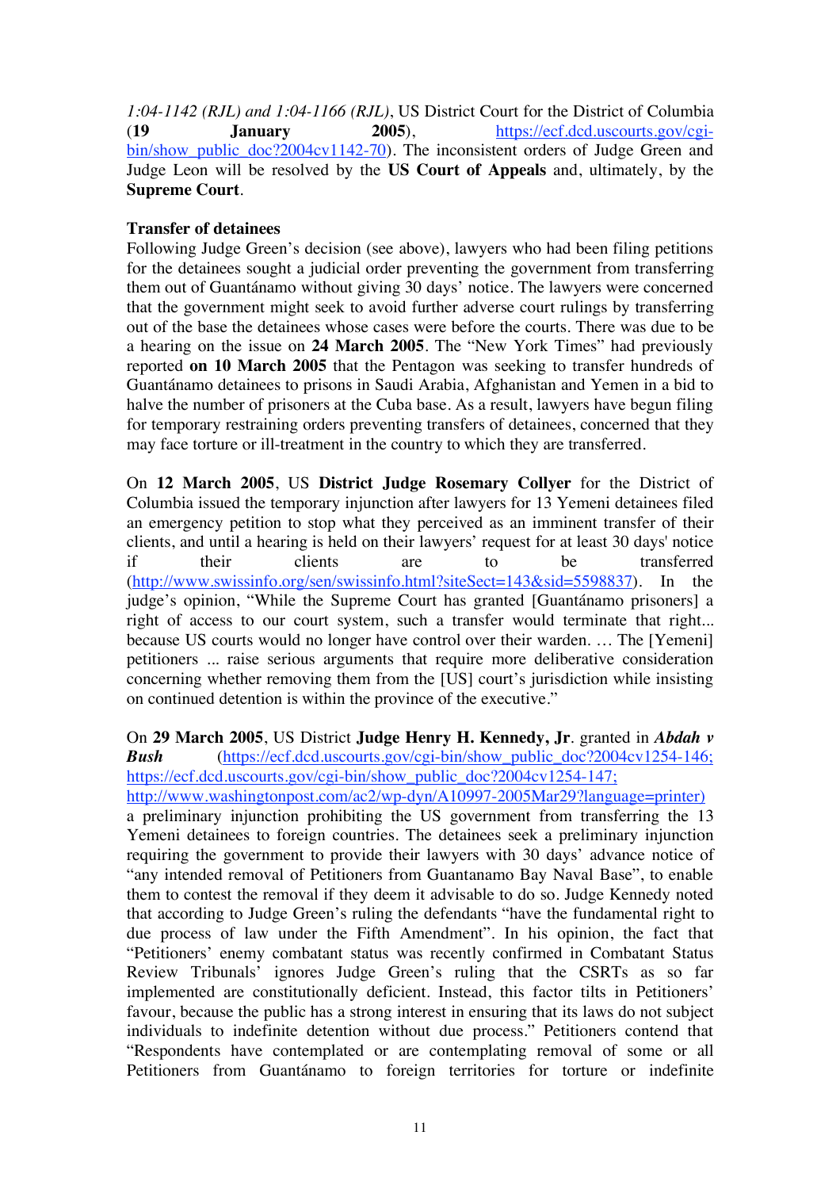*1:04-1142 (RJL) and 1:04-1166 (RJL)*, US District Court for the District of Columbia (**19 January 2005**), https://ecf.dcd.uscourts.gov/cgi-bin/show_public_doc?2004cv1142-70). The inconsistent orders of Judge Green and Judge Leon will be resolved by the **US Court of Appeals** and, ultimately, by the **Supreme Court**.

**Transfer of detainees**

Following Judge Green's decision (see above), lawyers who had been filing petitions for the detainees sought a judicial order preventing the government from transferring them out of Guantánamo without giving 30 days' notice. The lawyers were concerned that the government might seek to avoid further adverse court rulings by transferring out of the base the detainees whose cases were before the courts. There was due to be a hearing on the issue on **24 March 2005**. The "New York Times" had previously reported **on 10 March 2005** that the Pentagon was seeking to transfer hundreds of Guantánamo detainees to prisons in Saudi Arabia, Afghanistan and Yemen in a bid to halve the number of prisoners at the Cuba base. As a result, lawyers have begun filing for temporary restraining orders preventing transfers of detainees, concerned that they may face torture or ill-treatment in the country to which they are transferred.

On **12 March 2005**, US **District Judge Rosemary Collyer** for the District of Columbia issued the temporary injunction after lawyers for 13 Yemeni detainees filed an emergency petition to stop what they perceived as an imminent transfer of their clients, and until a hearing is held on their lawyers' request for at least 30 days' notice if their clients are to be transferred (http://www.swissinfo.org/sen/swissinfo.html?siteSect=143&sid=5598837). In the judge's opinion, "While the Supreme Court has granted [Guantánamo prisoners] a right of access to our court system, such a transfer would terminate that right... because US courts would no longer have control over their warden. … The [Yemeni] petitioners ... raise serious arguments that require more deliberative consideration concerning whether removing them from the [US] court's jurisdiction while insisting on continued detention is within the province of the executive."

On **29 March 2005**, US District **Judge Henry H. Kennedy, Jr**. granted in ***Abdah v Bush*** (https://ecf.dcd.uscourts.gov/cgi-bin/show_public_doc?2004cv1254-146; https://ecf.dcd.uscourts.gov/cgi-bin/show_public_doc?2004cv1254-147; http://www.washingtonpost.com/ac2/wp-dyn/A10997-2005Mar29?language=printer) a preliminary injunction prohibiting the US government from transferring the 13 Yemeni detainees to foreign countries. The detainees seek a preliminary injunction requiring the government to provide their lawyers with 30 days' advance notice of "any intended removal of Petitioners from Guantanamo Bay Naval Base", to enable them to contest the removal if they deem it advisable to do so. Judge Kennedy noted that according to Judge Green's ruling the defendants "have the fundamental right to due process of law under the Fifth Amendment". In his opinion, the fact that "Petitioners' enemy combatant status was recently confirmed in Combatant Status Review Tribunals' ignores Judge Green's ruling that the CSRTs as so far implemented are constitutionally deficient. Instead, this factor tilts in Petitioners' favour, because the public has a strong interest in ensuring that its laws do not subject individuals to indefinite detention without due process." Petitioners contend that "Respondents have contemplated or are contemplating removal of some or all Petitioners from Guantánamo to foreign territories for torture or indefinite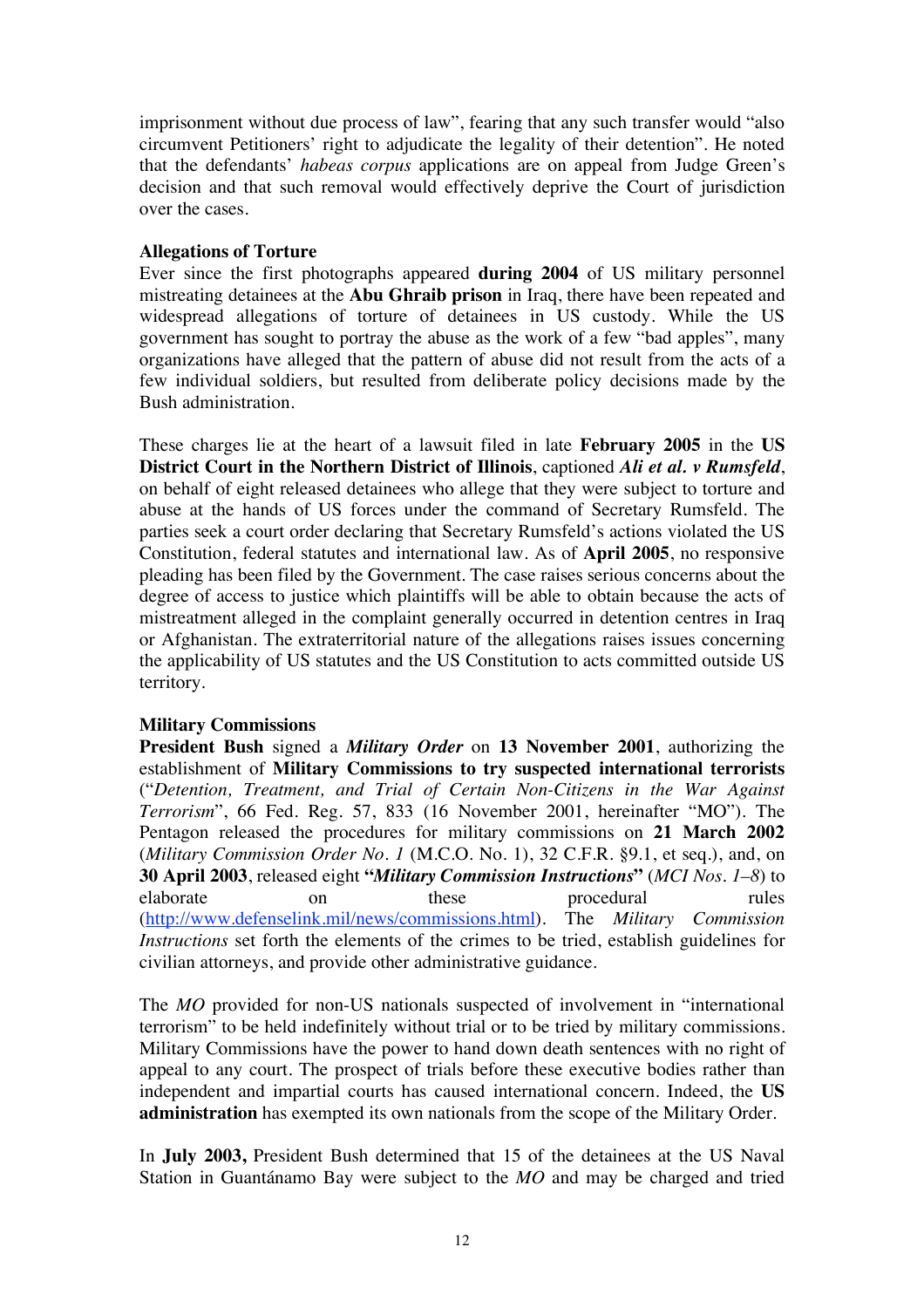imprisonment without due process of law", fearing that any such transfer would "also circumvent Petitioners' right to adjudicate the legality of their detention". He noted that the defendants' *habeas corpus* applications are on appeal from Judge Green's decision and that such removal would effectively deprive the Court of jurisdiction over the cases.

**Allegations of Torture**

Ever since the first photographs appeared **during 2004** of US military personnel mistreating detainees at the **Abu Ghraib prison** in Iraq, there have been repeated and widespread allegations of torture of detainees in US custody. While the US government has sought to portray the abuse as the work of a few "bad apples", many organizations have alleged that the pattern of abuse did not result from the acts of a few individual soldiers, but resulted from deliberate policy decisions made by the Bush administration.

These charges lie at the heart of a lawsuit filed in late **February 2005** in the **US District Court in the Northern District of Illinois**, captioned ***Ali et al. v Rumsfeld***, on behalf of eight released detainees who allege that they were subject to torture and abuse at the hands of US forces under the command of Secretary Rumsfeld. The parties seek a court order declaring that Secretary Rumsfeld's actions violated the US Constitution, federal statutes and international law. As of **April 2005**, no responsive pleading has been filed by the Government. The case raises serious concerns about the degree of access to justice which plaintiffs will be able to obtain because the acts of mistreatment alleged in the complaint generally occurred in detention centres in Iraq or Afghanistan. The extraterritorial nature of the allegations raises issues concerning the applicability of US statutes and the US Constitution to acts committed outside US territory.

**Military Commissions**

**President Bush** signed a ***Military Order*** on **13 November 2001**, authorizing the establishment of **Military Commissions to try suspected international terrorists** ("*Detention, Treatment, and Trial of Certain Non-Citizens in the War Against Terrorism*", 66 Fed. Reg. 57, 833 (16 November 2001, hereinafter "MO"). The Pentagon released the procedures for military commissions on **21 March 2002** (*Military Commission Order No. 1* (M.C.O. No. 1), 32 C.F.R. §9.1, et seq.), and, on **30 April 2003**, released eight **"*Military Commission Instructions*"** (*MCI Nos. 1–8*) to elaborate on these procedural rules (http://www.defenselink.mil/news/commissions.html). The *Military Commission Instructions* set forth the elements of the crimes to be tried, establish guidelines for civilian attorneys, and provide other administrative guidance.

The *MO* provided for non-US nationals suspected of involvement in "international terrorism" to be held indefinitely without trial or to be tried by military commissions. Military Commissions have the power to hand down death sentences with no right of appeal to any court. The prospect of trials before these executive bodies rather than independent and impartial courts has caused international concern. Indeed, the **US administration** has exempted its own nationals from the scope of the Military Order.

In **July 2003,** President Bush determined that 15 of the detainees at the US Naval Station in Guantánamo Bay were subject to the *MO* and may be charged and tried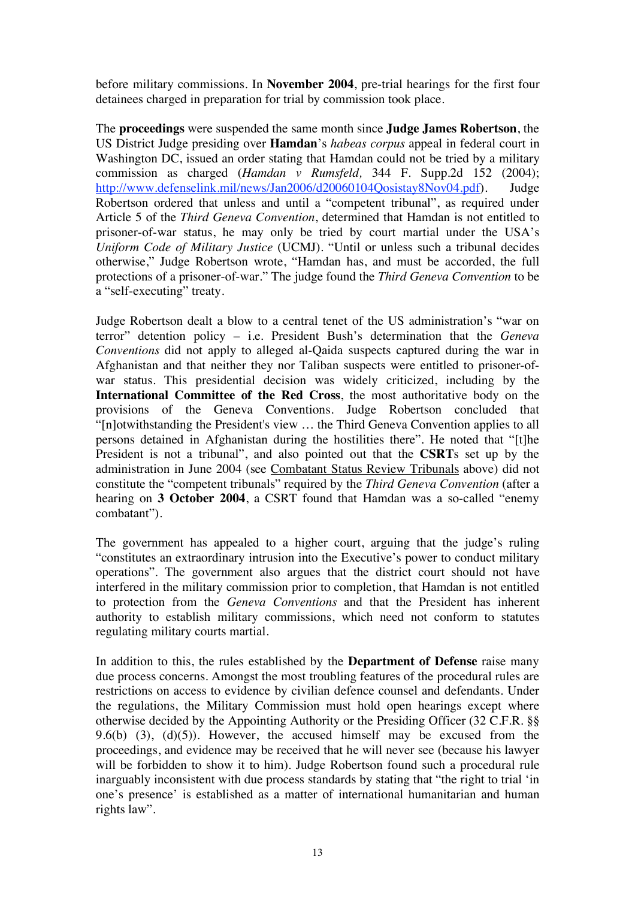before military commissions. In **November 2004**, pre-trial hearings for the first four detainees charged in preparation for trial by commission took place.

The **proceedings** were suspended the same month since **Judge James Robertson**, the US District Judge presiding over **Hamdan**'s *habeas corpus* appeal in federal court in Washington DC, issued an order stating that Hamdan could not be tried by a military commission as charged (*Hamdan v Rumsfeld,* 344 F. Supp.2d 152 (2004); http://www.defenselink.mil/news/Jan2006/d20060104Qosistay8Nov04.pdf). Judge Robertson ordered that unless and until a "competent tribunal", as required under Article 5 of the *Third Geneva Convention*, determined that Hamdan is not entitled to prisoner-of-war status, he may only be tried by court martial under the USA's *Uniform Code of Military Justice* (UCMJ). "Until or unless such a tribunal decides otherwise," Judge Robertson wrote, "Hamdan has, and must be accorded, the full protections of a prisoner-of-war." The judge found the *Third Geneva Convention* to be a "self-executing" treaty.

Judge Robertson dealt a blow to a central tenet of the US administration's "war on terror" detention policy – i.e. President Bush's determination that the *Geneva Conventions* did not apply to alleged al-Qaida suspects captured during the war in Afghanistan and that neither they nor Taliban suspects were entitled to prisoner-of-war status. This presidential decision was widely criticized, including by the **International Committee of the Red Cross**, the most authoritative body on the provisions of the Geneva Conventions. Judge Robertson concluded that "[n]otwithstanding the President's view … the Third Geneva Convention applies to all persons detained in Afghanistan during the hostilities there". He noted that "[t]he President is not a tribunal", and also pointed out that the **CSRT**s set up by the administration in June 2004 (see Combatant Status Review Tribunals above) did not constitute the "competent tribunals" required by the *Third Geneva Convention* (after a hearing on **3 October 2004**, a CSRT found that Hamdan was a so-called "enemy combatant").

The government has appealed to a higher court, arguing that the judge's ruling "constitutes an extraordinary intrusion into the Executive's power to conduct military operations". The government also argues that the district court should not have interfered in the military commission prior to completion, that Hamdan is not entitled to protection from the *Geneva Conventions* and that the President has inherent authority to establish military commissions, which need not conform to statutes regulating military courts martial.

In addition to this, the rules established by the **Department of Defense** raise many due process concerns. Amongst the most troubling features of the procedural rules are restrictions on access to evidence by civilian defence counsel and defendants. Under the regulations, the Military Commission must hold open hearings except where otherwise decided by the Appointing Authority or the Presiding Officer (32 C.F.R. §§ 9.6(b) (3), (d)(5)). However, the accused himself may be excused from the proceedings, and evidence may be received that he will never see (because his lawyer will be forbidden to show it to him). Judge Robertson found such a procedural rule inarguably inconsistent with due process standards by stating that "the right to trial 'in one's presence' is established as a matter of international humanitarian and human rights law".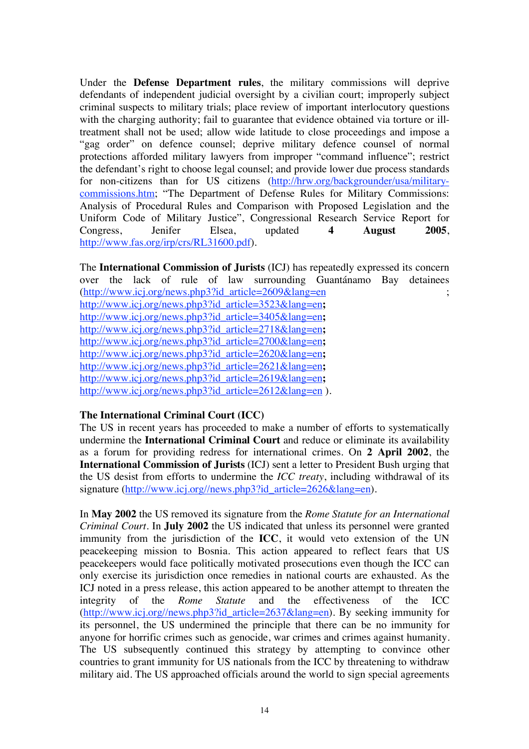Under the **Defense Department rules**, the military commissions will deprive defendants of independent judicial oversight by a civilian court; improperly subject criminal suspects to military trials; place review of important interlocutory questions with the charging authority; fail to guarantee that evidence obtained via torture or ill-treatment shall not be used; allow wide latitude to close proceedings and impose a "gag order" on defence counsel; deprive military defence counsel of normal protections afforded military lawyers from improper "command influence"; restrict the defendant's right to choose legal counsel; and provide lower due process standards for non-citizens than for US citizens (http://hrw.org/backgrounder/usa/military-commissions.htm; "The Department of Defense Rules for Military Commissions: Analysis of Procedural Rules and Comparison with Proposed Legislation and the Uniform Code of Military Justice", Congressional Research Service Report for Congress, Jenifer Elsea, updated **4 August 2005**, http://www.fas.org/irp/crs/RL31600.pdf).

The **International Commission of Jurists** (ICJ) has repeatedly expressed its concern over the lack of rule of law surrounding Guantánamo Bay detainees (http://www.icj.org/news.php3?id_article=2609&lang=en ; http://www.icj.org/news.php3?id_article=3523&lang=en**;** http://www.icj.org/news.php3?id_article=3405&lang=en**;** http://www.icj.org/news.php3?id_article=2718&lang=en**;** http://www.icj.org/news.php3?id_article=2700&lang=en**;** http://www.icj.org/news.php3?id_article=2620&lang=en**;** http://www.icj.org/news.php3?id_article=2621&lang=en**;** http://www.icj.org/news.php3?id_article=2619&lang=en**;** http://www.icj.org/news.php3?id_article=2612&lang=en ).

**The International Criminal Court (ICC)**

The US in recent years has proceeded to make a number of efforts to systematically undermine the **International Criminal Court** and reduce or eliminate its availability as a forum for providing redress for international crimes. On **2 April 2002**, the **International Commission of Jurists** (ICJ) sent a letter to President Bush urging that the US desist from efforts to undermine the *ICC treaty*, including withdrawal of its signature (http://www.icj.org//news.php3?id_article=2626&lang=en).

In **May 2002** the US removed its signature from the *Rome Statute for an International Criminal Court*. In **July 2002** the US indicated that unless its personnel were granted immunity from the jurisdiction of the **ICC**, it would veto extension of the UN peacekeeping mission to Bosnia. This action appeared to reflect fears that US peacekeepers would face politically motivated prosecutions even though the ICC can only exercise its jurisdiction once remedies in national courts are exhausted. As the ICJ noted in a press release, this action appeared to be another attempt to threaten the integrity of the *Rome Statute* and the effectiveness of the ICC (http://www.icj.org//news.php3?id_article=2637&lang=en). By seeking immunity for its personnel, the US undermined the principle that there can be no immunity for anyone for horrific crimes such as genocide, war crimes and crimes against humanity. The US subsequently continued this strategy by attempting to convince other countries to grant immunity for US nationals from the ICC by threatening to withdraw military aid. The US approached officials around the world to sign special agreements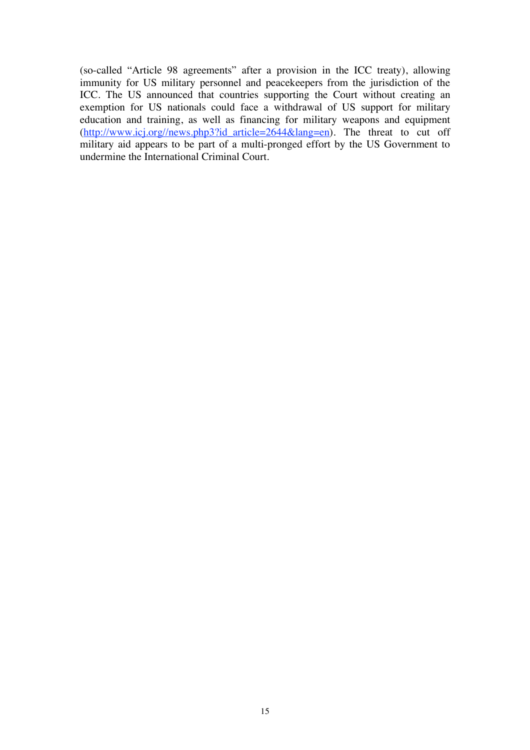(so-called "Article 98 agreements" after a provision in the ICC treaty), allowing immunity for US military personnel and peacekeepers from the jurisdiction of the ICC. The US announced that countries supporting the Court without creating an exemption for US nationals could face a withdrawal of US support for military education and training, as well as financing for military weapons and equipment (http://www.icj.org//news.php3?id_article=2644&lang=en). The threat to cut off military aid appears to be part of a multi-pronged effort by the US Government to undermine the International Criminal Court.